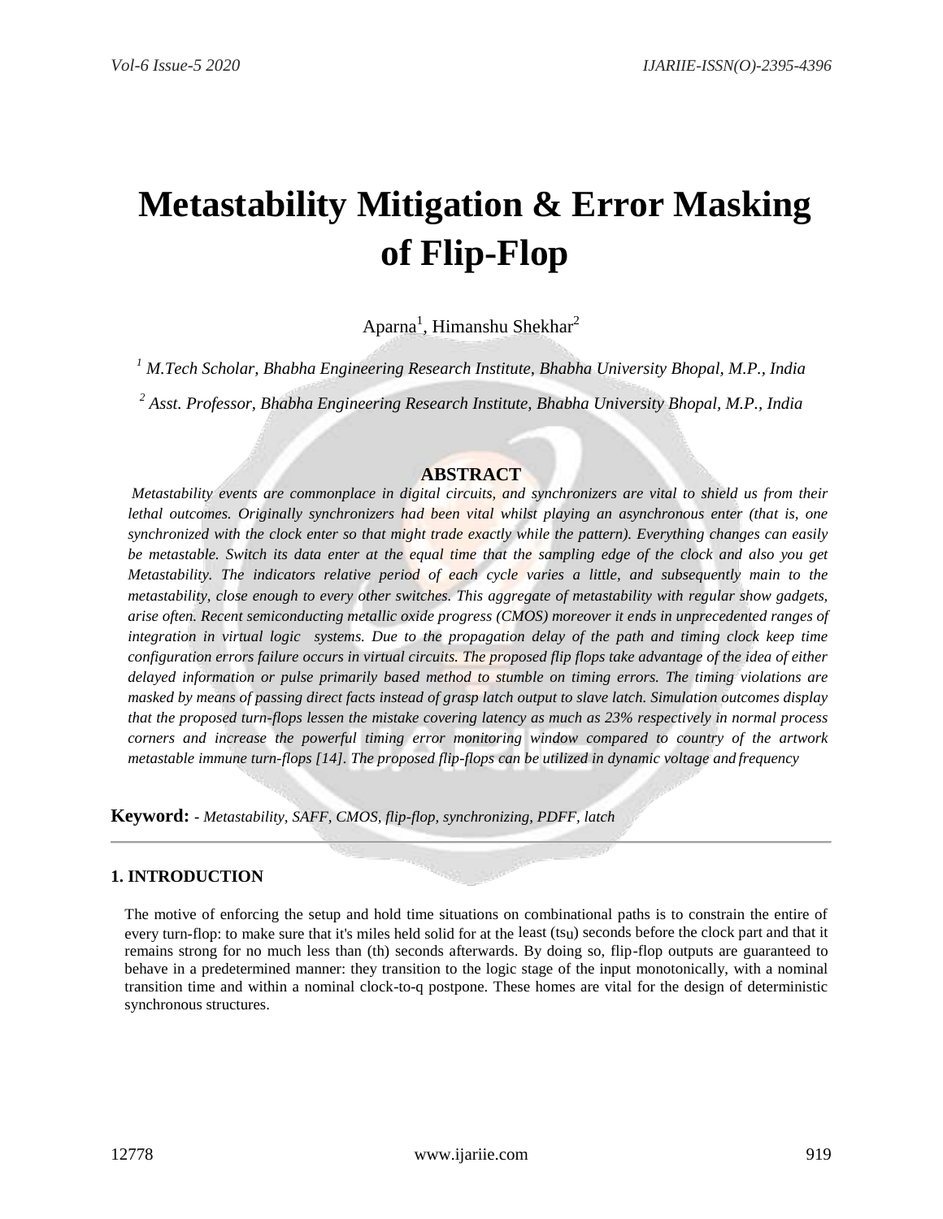# Metastability Mitigation & Error Masking of Flip-Flop

Aparna[1], Himanshu Shekhar[2]

[1] *M.Tech Scholar, Bhabha Engineering Research Institute, Bhabha University Bhopal, M.P., India*

[2] *Asst. Professor, Bhabha Engineering Research Institute, Bhabha University Bhopal, M.P., India*

## ABSTRACT

*Metastability events are commonplace in digital circuits, and synchronizers are vital to shield us from their lethal outcomes. Originally synchronizers had been vital whilst playing an asynchronous enter (that is, one synchronized with the clock enter so that might trade exactly while the pattern). Everything changes can easily be metastable. Switch its data enter at the equal time that the sampling edge of the clock and also you get Metastability. The indicators relative period of each cycle varies a little, and subsequently main to the metastability, close enough to every other switches. This aggregate of metastability with regular show gadgets, arise often. Recent semiconducting metallic oxide progress (CMOS) moreover it ends in unprecedented ranges of integration in virtual logic systems. Due to the propagation delay of the path and timing clock keep time configuration errors failure occurs in virtual circuits. The proposed flip flops take advantage of the idea of either delayed information or pulse primarily based method to stumble on timing errors. The timing violations are masked by means of passing direct facts instead of grasp latch output to slave latch. Simulation outcomes display that the proposed turn-flops lessen the mistake covering latency as much as 23% respectively in normal process corners and increase the powerful timing error monitoring window compared to country of the artwork metastable immune turn-flops [14]. The proposed flip-flops can be utilized in dynamic voltage and frequency*

**Keyword:** - *Metastability, SAFF, CMOS, flip-flop, synchronizing, PDFF, latch*

## 1. INTRODUCTION

The motive of enforcing the setup and hold time situations on combinational paths is to constrain the entire of every turn-flop: to make sure that it's miles held solid for at the least ($t_{su}$) seconds before the clock part and that it remains strong for no much less than ($t_h$) seconds afterwards. By doing so, flip-flop outputs are guaranteed to behave in a predetermined manner: they transition to the logic stage of the input monotonically, with a nominal transition time and within a nominal clock-to-q postpone. These homes are vital for the design of deterministic synchronous structures.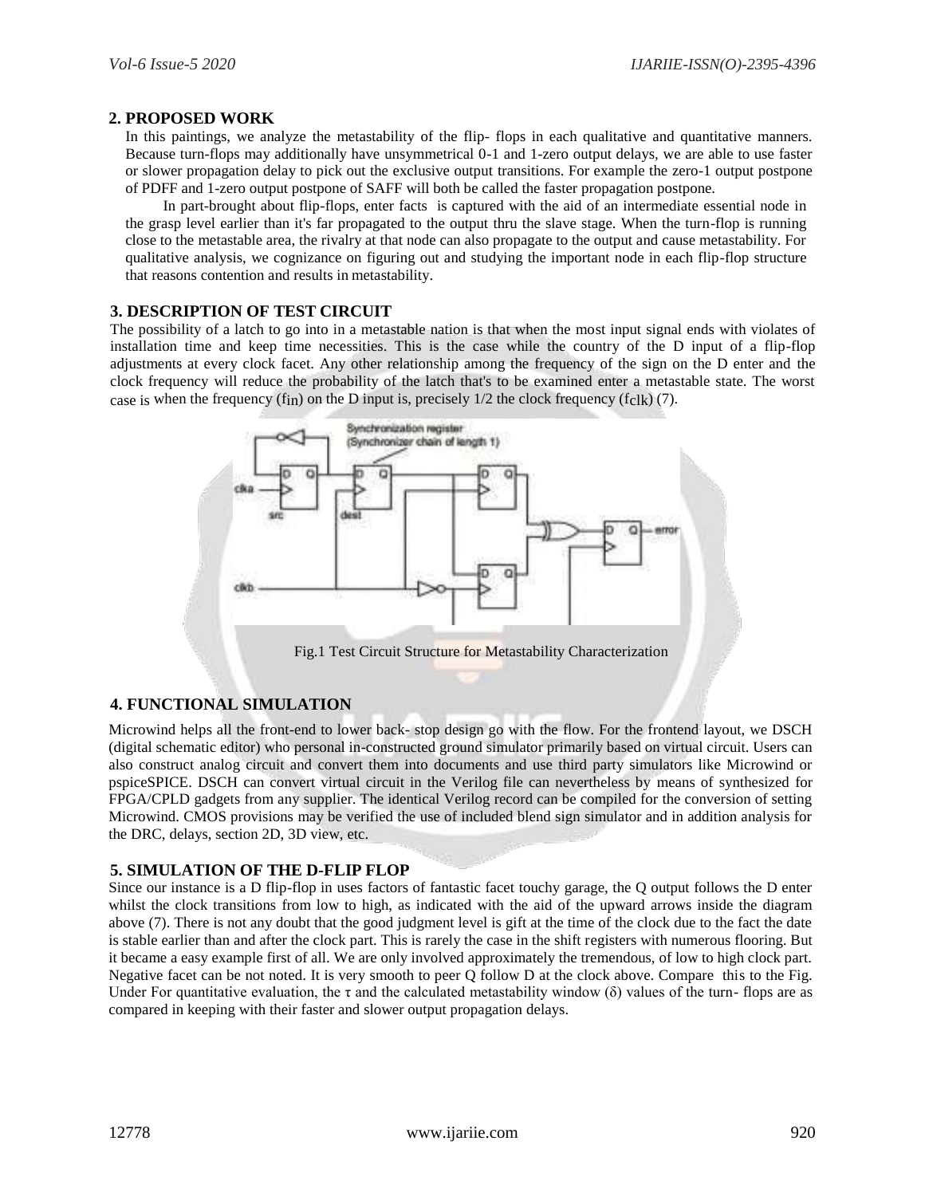## 2. PROPOSED WORK

In this paintings, we analyze the metastability of the flip- flops in each qualitative and quantitative manners. Because turn-flops may additionally have unsymmetrical 0-1 and 1-zero output delays, we are able to use faster or slower propagation delay to pick out the exclusive output transitions. For example the zero-1 output postpone of PDFF and 1-zero output postpone of SAFF will both be called the faster propagation postpone.

In part-brought about flip-flops, enter facts is captured with the aid of an intermediate essential node in the grasp level earlier than it's far propagated to the output thru the slave stage. When the turn-flop is running close to the metastable area, the rivalry at that node can also propagate to the output and cause metastability. For qualitative analysis, we cognizance on figuring out and studying the important node in each flip-flop structure that reasons contention and results in metastability.

## 3. DESCRIPTION OF TEST CIRCUIT

The possibility of a latch to go into in a metastable nation is that when the most input signal ends with violates of installation time and keep time necessities. This is the case while the country of the D input of a flip-flop adjustments at every clock facet. Any other relationship among the frequency of the sign on the D enter and the clock frequency will reduce the probability of the latch that's to be examined enter a metastable state. The worst case is when the frequency ($f_{in}$) on the D input is, precisely 1/2 the clock frequency ($f_{clk}$) (7).

Fig.1 Test Circuit Structure for Metastability Characterization

## 4. FUNCTIONAL SIMULATION

Microwind helps all the front-end to lower back- stop design go with the flow. For the frontend layout, we DSCH (digital schematic editor) who personal in-constructed ground simulator primarily based on virtual circuit. Users can also construct analog circuit and convert them into documents and use third party simulators like Microwind or pspiceSPICE. DSCH can convert virtual circuit in the Verilog file can nevertheless by means of synthesized for FPGA/CPLD gadgets from any supplier. The identical Verilog record can be compiled for the conversion of setting Microwind. CMOS provisions may be verified the use of included blend sign simulator and in addition analysis for the DRC, delays, section 2D, 3D view, etc.

## 5. SIMULATION OF THE D-FLIP FLOP

Since our instance is a D flip-flop in uses factors of fantastic facet touchy garage, the Q output follows the D enter whilst the clock transitions from low to high, as indicated with the aid of the upward arrows inside the diagram above (7). There is not any doubt that the good judgment level is gift at the time of the clock due to the fact the date is stable earlier than and after the clock part. This is rarely the case in the shift registers with numerous flooring. But it became a easy example first of all. We are only involved approximately the tremendous, of low to high clock part. Negative facet can be not noted. It is very smooth to peer Q follow D at the clock above. Compare this to the Fig. Under For quantitative evaluation, the $\tau$ and the calculated metastability window ($\delta$) values of the turn- flops are as compared in keeping with their faster and slower output propagation delays.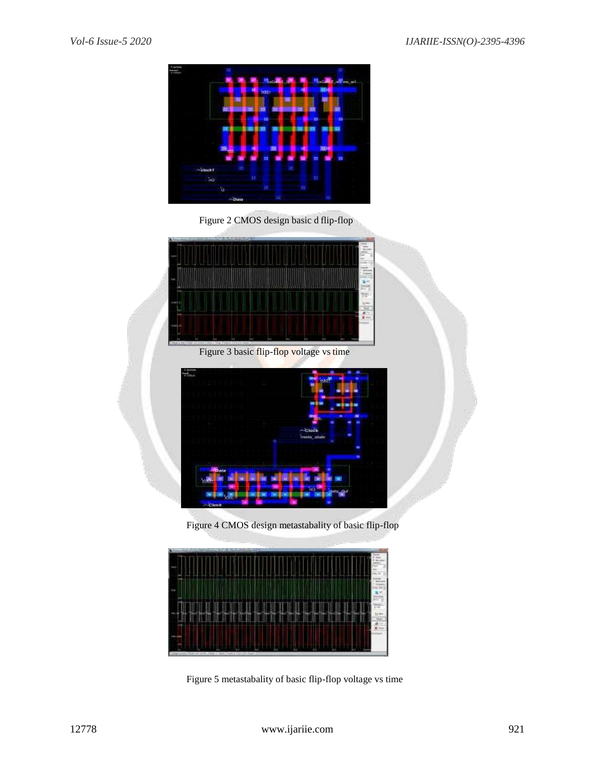Figure 2 CMOS design basic d flip-flop

Figure 3 basic flip-flop voltage vs time

Figure 4 CMOS design metastabality of basic flip-flop

Figure 5 metastabality of basic flip-flop voltage vs time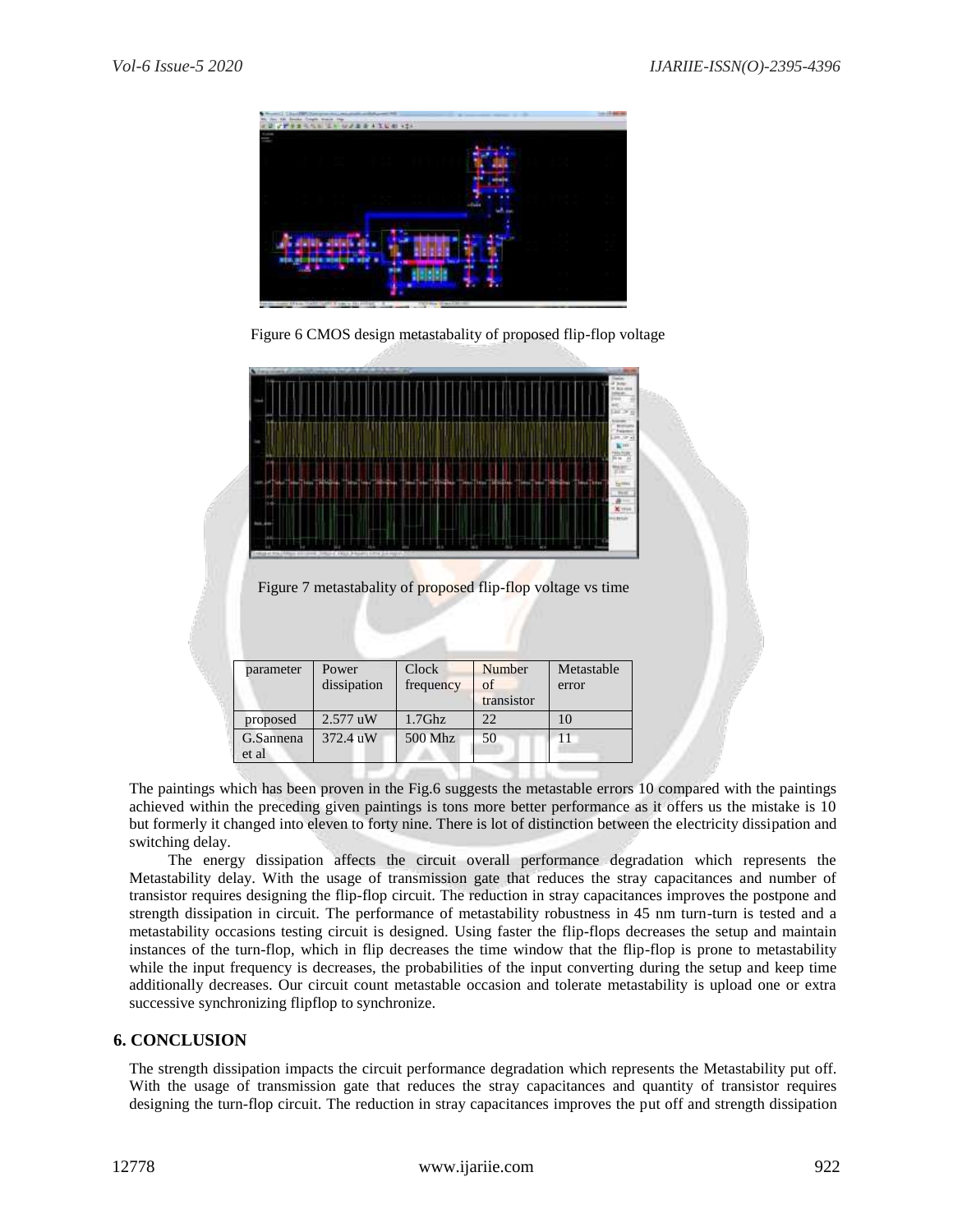Figure 6 CMOS design metastabality of proposed flip-flop voltage

Figure 7 metastabality of proposed flip-flop voltage vs time

| parameter | Power dissipation | Clock frequency | Number of transistor | Metastable error |
|---|---|---|---|---|
| proposed | 2.577 uW | 1.7Ghz | 22 | 10 |
| G.Sannena et al | 372.4 uW | 500 Mhz | 50 | 11 |

The paintings which has been proven in the Fig.6 suggests the metastable errors 10 compared with the paintings achieved within the preceding given paintings is tons more better performance as it offers us the mistake is 10 but formerly it changed into eleven to forty nine. There is lot of distinction between the electricity dissipation and switching delay.

The energy dissipation affects the circuit overall performance degradation which represents the Metastability delay. With the usage of transmission gate that reduces the stray capacitances and number of transistor requires designing the flip-flop circuit. The reduction in stray capacitances improves the postpone and strength dissipation in circuit. The performance of metastability robustness in 45 nm turn-turn is tested and a metastability occasions testing circuit is designed. Using faster the flip-flops decreases the setup and maintain instances of the turn-flop, which in flip decreases the time window that the flip-flop is prone to metastability while the input frequency is decreases, the probabilities of the input converting during the setup and keep time additionally decreases. Our circuit count metastable occasion and tolerate metastability is upload one or extra successive synchronizing flipflop to synchronize.

## 6. CONCLUSION

The strength dissipation impacts the circuit performance degradation which represents the Metastability put off. With the usage of transmission gate that reduces the stray capacitances and quantity of transistor requires designing the turn-flop circuit. The reduction in stray capacitances improves the put off and strength dissipation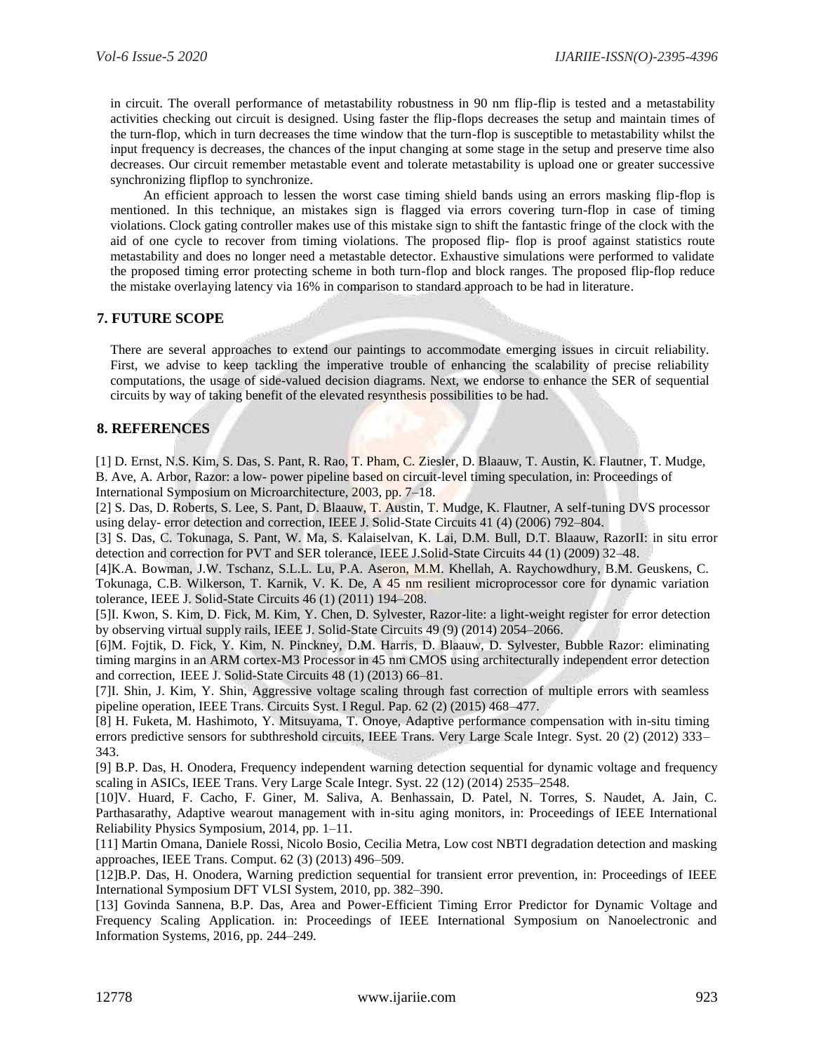in circuit. The overall performance of metastability robustness in 90 nm flip-flip is tested and a metastability activities checking out circuit is designed. Using faster the flip-flops decreases the setup and maintain times of the turn-flop, which in turn decreases the time window that the turn-flop is susceptible to metastability whilst the input frequency is decreases, the chances of the input changing at some stage in the setup and preserve time also decreases. Our circuit remember metastable event and tolerate metastability is upload one or greater successive synchronizing flipflop to synchronize.

An efficient approach to lessen the worst case timing shield bands using an errors masking flip-flop is mentioned. In this technique, an mistakes sign is flagged via errors covering turn-flop in case of timing violations. Clock gating controller makes use of this mistake sign to shift the fantastic fringe of the clock with the aid of one cycle to recover from timing violations. The proposed flip- flop is proof against statistics route metastability and does no longer need a metastable detector. Exhaustive simulations were performed to validate the proposed timing error protecting scheme in both turn-flop and block ranges. The proposed flip-flop reduce the mistake overlaying latency via 16% in comparison to standard approach to be had in literature.

## 7. FUTURE SCOPE

There are several approaches to extend our paintings to accommodate emerging issues in circuit reliability. First, we advise to keep tackling the imperative trouble of enhancing the scalability of precise reliability computations, the usage of side-valued decision diagrams. Next, we endorse to enhance the SER of sequential circuits by way of taking benefit of the elevated resynthesis possibilities to be had.

## 8. REFERENCES

[1] D. Ernst, N.S. Kim, S. Das, S. Pant, R. Rao, T. Pham, C. Ziesler, D. Blaauw, T. Austin, K. Flautner, T. Mudge, B. Ave, A. Arbor, Razor: a low- power pipeline based on circuit-level timing speculation, in: Proceedings of International Symposium on Microarchitecture, 2003, pp. 7–18.

[2] S. Das, D. Roberts, S. Lee, S. Pant, D. Blaauw, T. Austin, T. Mudge, K. Flautner, A self-tuning DVS processor using delay- error detection and correction, IEEE J. Solid-State Circuits 41 (4) (2006) 792–804.

[3] S. Das, C. Tokunaga, S. Pant, W. Ma, S. Kalaiselvan, K. Lai, D.M. Bull, D.T. Blaauw, RazorII: in situ error detection and correction for PVT and SER tolerance, IEEE J.Solid-State Circuits 44 (1) (2009) 32–48.

[4]K.A. Bowman, J.W. Tschanz, S.L.L. Lu, P.A. Aseron, M.M. Khellah, A. Raychowdhury, B.M. Geuskens, C. Tokunaga, C.B. Wilkerson, T. Karnik, V. K. De, A 45 nm resilient microprocessor core for dynamic variation tolerance, IEEE J. Solid-State Circuits 46 (1) (2011) 194–208.

[5]I. Kwon, S. Kim, D. Fick, M. Kim, Y. Chen, D. Sylvester, Razor-lite: a light-weight register for error detection by observing virtual supply rails, IEEE J. Solid-State Circuits 49 (9) (2014) 2054–2066.

[6]M. Fojtik, D. Fick, Y. Kim, N. Pinckney, D.M. Harris, D. Blaauw, D. Sylvester, Bubble Razor: eliminating timing margins in an ARM cortex-M3 Processor in 45 nm CMOS using architecturally independent error detection and correction, IEEE J. Solid-State Circuits 48 (1) (2013) 66–81.

[7]I. Shin, J. Kim, Y. Shin, Aggressive voltage scaling through fast correction of multiple errors with seamless pipeline operation, IEEE Trans. Circuits Syst. I Regul. Pap. 62 (2) (2015) 468–477.

[8] H. Fuketa, M. Hashimoto, Y. Mitsuyama, T. Onoye, Adaptive performance compensation with in-situ timing errors predictive sensors for subthreshold circuits, IEEE Trans. Very Large Scale Integr. Syst. 20 (2) (2012) 333–343.

[9] B.P. Das, H. Onodera, Frequency independent warning detection sequential for dynamic voltage and frequency scaling in ASICs, IEEE Trans. Very Large Scale Integr. Syst. 22 (12) (2014) 2535–2548.

[10]V. Huard, F. Cacho, F. Giner, M. Saliva, A. Benhassain, D. Patel, N. Torres, S. Naudet, A. Jain, C. Parthasarathy, Adaptive wearout management with in-situ aging monitors, in: Proceedings of IEEE International Reliability Physics Symposium, 2014, pp. 1–11.

[11] Martin Omana, Daniele Rossi, Nicolo Bosio, Cecilia Metra, Low cost NBTI degradation detection and masking approaches, IEEE Trans. Comput. 62 (3) (2013) 496–509.

[12]B.P. Das, H. Onodera, Warning prediction sequential for transient error prevention, in: Proceedings of IEEE International Symposium DFT VLSI System, 2010, pp. 382–390.

[13] Govinda Sannena, B.P. Das, Area and Power-Efficient Timing Error Predictor for Dynamic Voltage and Frequency Scaling Application. in: Proceedings of IEEE International Symposium on Nanoelectronic and Information Systems, 2016, pp. 244–249.